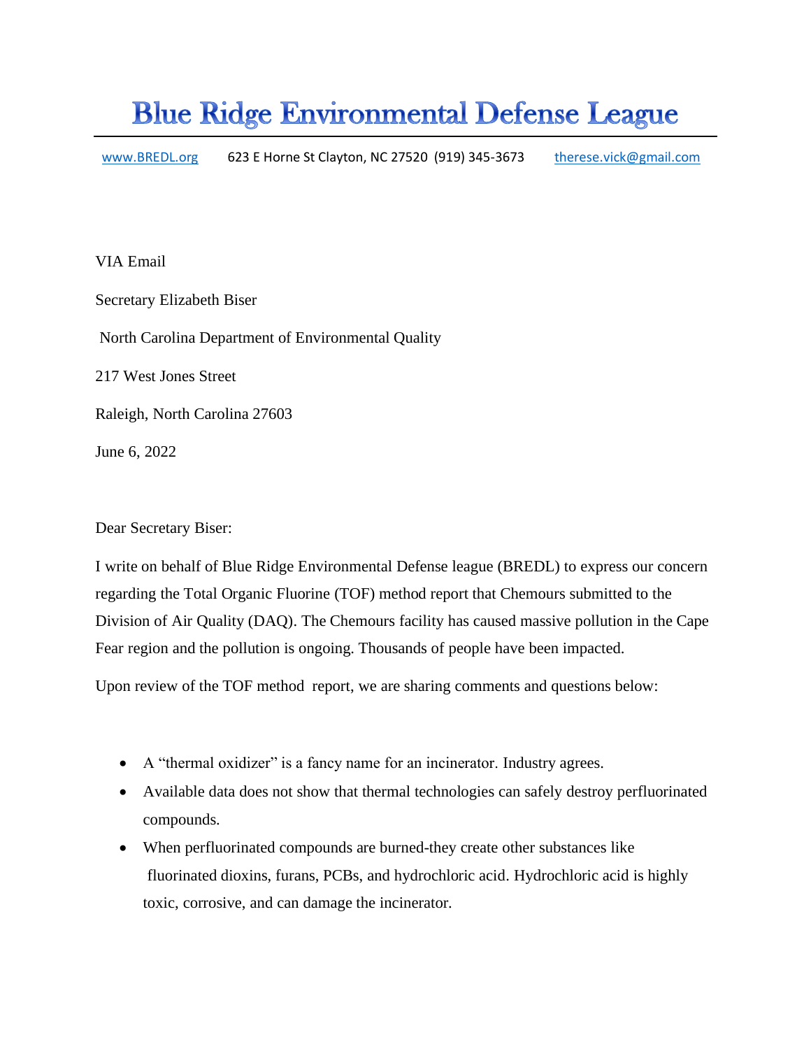# Blue Ridge Environmental Defense League

www.BREDL.org 623 E Horne St Clayton, NC 27520 (919) 345-3673 therese.vick@gmail.com

VIA Email

Secretary Elizabeth Biser

North Carolina Department of Environmental Quality

217 West Jones Street

Raleigh, North Carolina 27603

June 6, 2022

Dear Secretary Biser:

I write on behalf of Blue Ridge Environmental Defense league (BREDL) to express our concern regarding the Total Organic Fluorine (TOF) method report that Chemours submitted to the Division of Air Quality (DAQ). The Chemours facility has caused massive pollution in the Cape Fear region and the pollution is ongoing. Thousands of people have been impacted.

Upon review of the TOF method report, we are sharing comments and questions below:

- A "thermal oxidizer" is a fancy name for an incinerator. Industry agrees.
- Available data does not show that thermal technologies can safely destroy perfluorinated compounds.
- When perfluorinated compounds are burned-they create other substances like fluorinated dioxins, furans, PCBs, and hydrochloric acid. Hydrochloric acid is highly toxic, corrosive, and can damage the incinerator.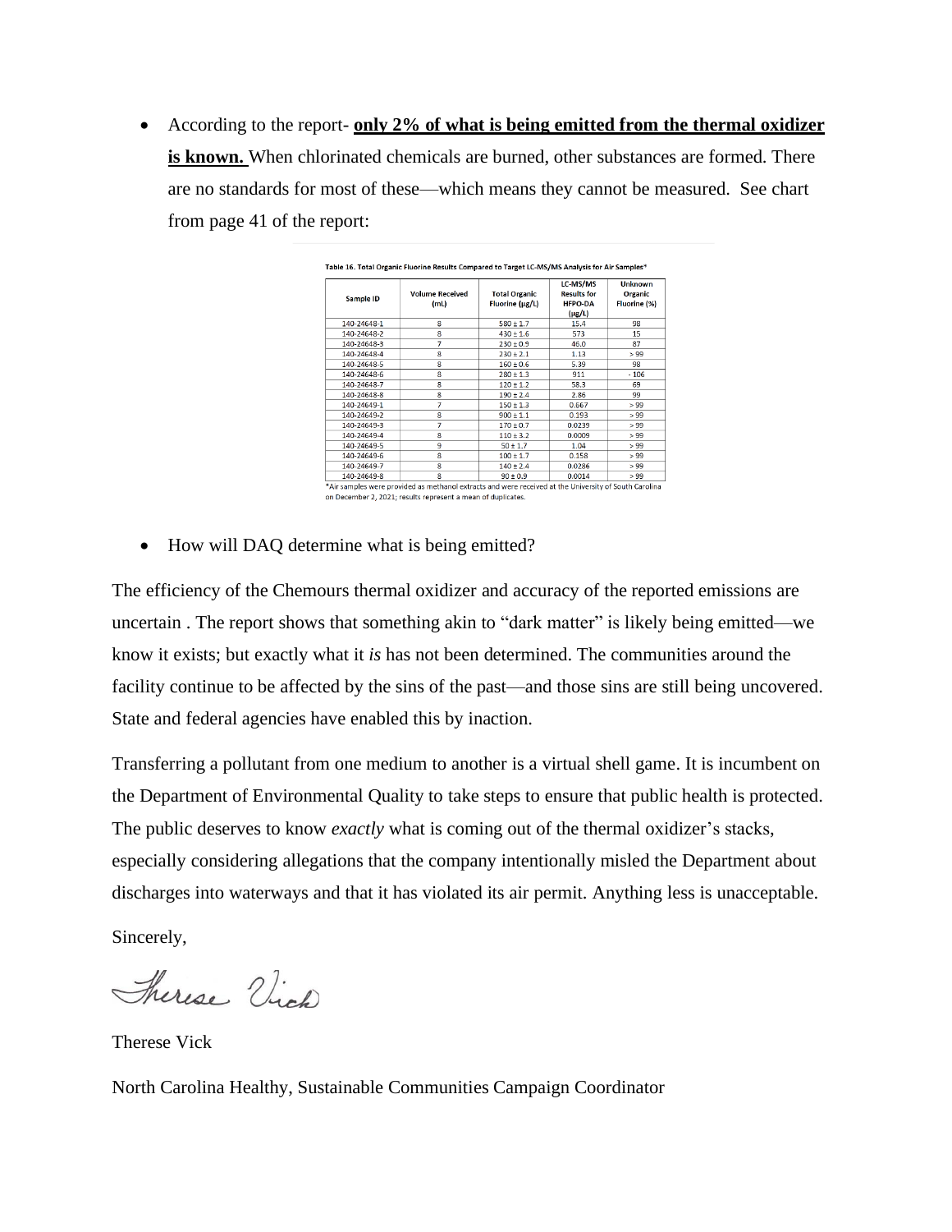- According to the report- **<u>only 2% of what is being emitted from the thermal oxidizer is known.</u>** When chlorinated chemicals are burned, other substances are formed. There are no standards for most of these—which means they cannot be measured. See chart from page 41 of the report:

Table 16. Total Organic Fluorine Results Compared to Target LC-MS/MS Analysis for Air Samples*

| Sample ID | Volume Received (mL) | Total Organic Fluorine (µg/L) | LC-MS/MS Results for HFPO-DA (µg/L) | Unknown Organic Fluorine (%) |
| --- | --- | --- | --- | --- |
| 140-24648-1 | 8 | 580 ± 1.7 | 15.4 | 98 |
| 140-24648-2 | 8 | 430 ± 1.6 | 573 | 15 |
| 140-24648-3 | 7 | 230 ± 0.9 | 46.0 | 87 |
| 140-24648-4 | 8 | 230 ± 2.1 | 1.13 | > 99 |
| 140-24648-5 | 8 | 160 ± 0.6 | 5.39 | 98 |
| 140-24648-6 | 8 | 280 ± 1.3 | 911 | - 106 |
| 140-24648-7 | 8 | 120 ± 1.2 | 58.3 | 69 |
| 140-24648-8 | 8 | 190 ± 2.4 | 2.86 | 99 |
| 140-24649-1 | 7 | 150 ± 1.3 | 0.667 | > 99 |
| 140-24649-2 | 8 | 900 ± 1.1 | 0.193 | > 99 |
| 140-24649-3 | 7 | 170 ± 0.7 | 0.0239 | > 99 |
| 140-24649-4 | 8 | 110 ± 3.2 | 0.0009 | > 99 |
| 140-24649-5 | 9 | 50 ± 1.7 | 1.04 | > 99 |
| 140-24649-6 | 8 | 100 ± 1.7 | 0.158 | > 99 |
| 140-24649-7 | 8 | 140 ± 2.4 | 0.0286 | > 99 |
| 140-24649-8 | 8 | 90 ± 0.9 | 0.0014 | > 99 |

*Air samples were provided as methanol extracts and were received at the University of South Carolina on December 2, 2021; results represent a mean of duplicates.

- How will DAQ determine what is being emitted?

The efficiency of the Chemours thermal oxidizer and accuracy of the reported emissions are uncertain . The report shows that something akin to "dark matter" is likely being emitted—we know it exists; but exactly what it *is* has not been determined. The communities around the facility continue to be affected by the sins of the past—and those sins are still being uncovered. State and federal agencies have enabled this by inaction.

Transferring a pollutant from one medium to another is a virtual shell game. It is incumbent on the Department of Environmental Quality to take steps to ensure that public health is protected. The public deserves to know *exactly* what is coming out of the thermal oxidizer's stacks, especially considering allegations that the company intentionally misled the Department about discharges into waterways and that it has violated its air permit. Anything less is unacceptable.

Sincerely,

Therese Vick

Therese Vick

North Carolina Healthy, Sustainable Communities Campaign Coordinator